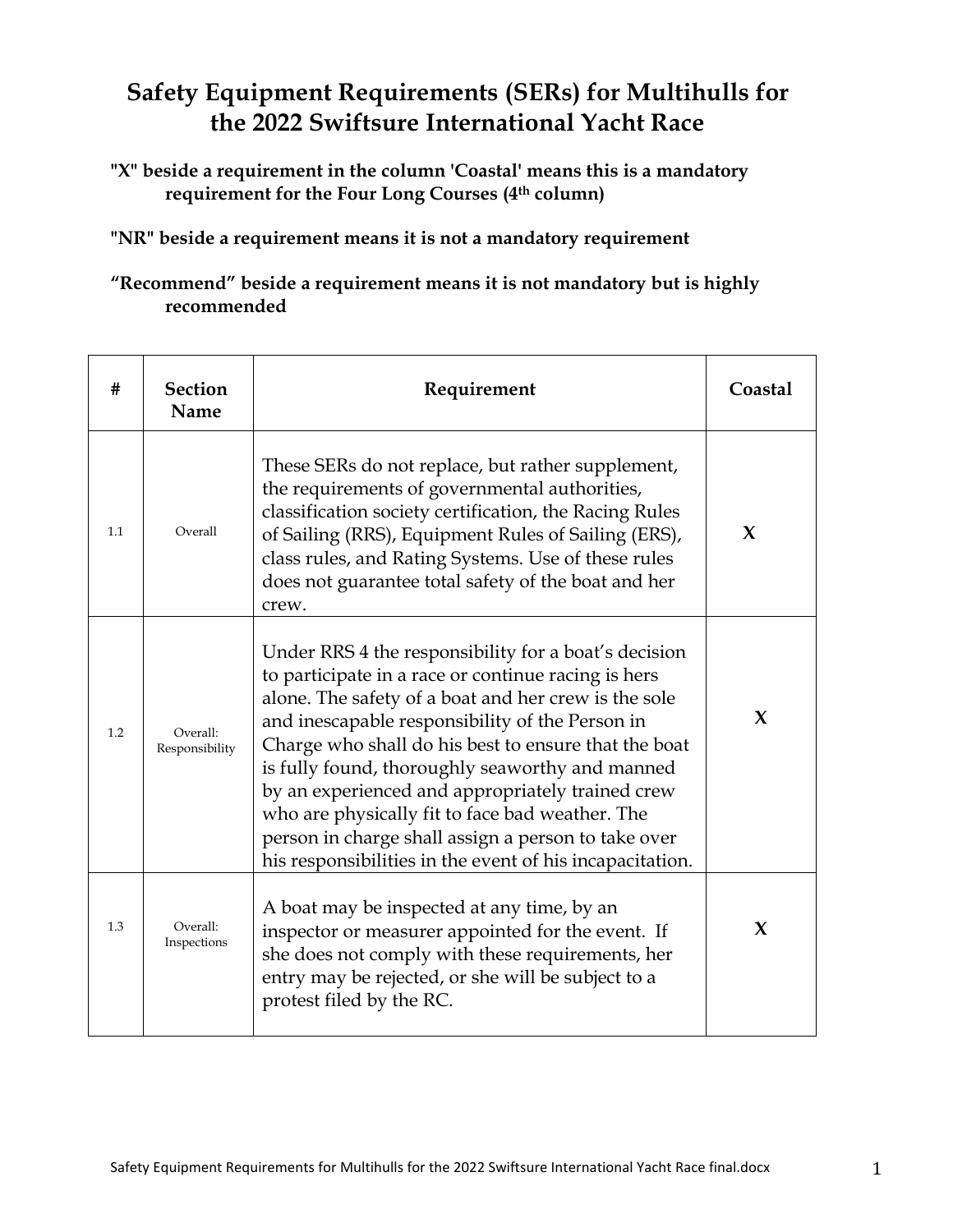# Safety Equipment Requirements (SERs) for Multihulls for the 2022 Swiftsure International Yacht Race

**"X" beside a requirement in the column 'Coastal' means this is a mandatory requirement for the Four Long Courses (4th column)**

**"NR" beside a requirement means it is not a mandatory requirement**

**"Recommend" beside a requirement means it is not mandatory but is highly recommended**

| # | Section Name | Requirement | Coastal |
|---|---|---|---|
| 1.1 | Overall | These SERs do not replace, but rather supplement, the requirements of governmental authorities, classification society certification, the Racing Rules of Sailing (RRS), Equipment Rules of Sailing (ERS), class rules, and Rating Systems. Use of these rules does not guarantee total safety of the boat and her crew. | X |
| 1.2 | Overall: Responsibility | Under RRS 4 the responsibility for a boat's decision to participate in a race or continue racing is hers alone. The safety of a boat and her crew is the sole and inescapable responsibility of the Person in Charge who shall do his best to ensure that the boat is fully found, thoroughly seaworthy and manned by an experienced and appropriately trained crew who are physically fit to face bad weather. The person in charge shall assign a person to take over his responsibilities in the event of his incapacitation. | X |
| 1.3 | Overall: Inspections | A boat may be inspected at any time, by an inspector or measurer appointed for the event. If she does not comply with these requirements, her entry may be rejected, or she will be subject to a protest filed by the RC. | X |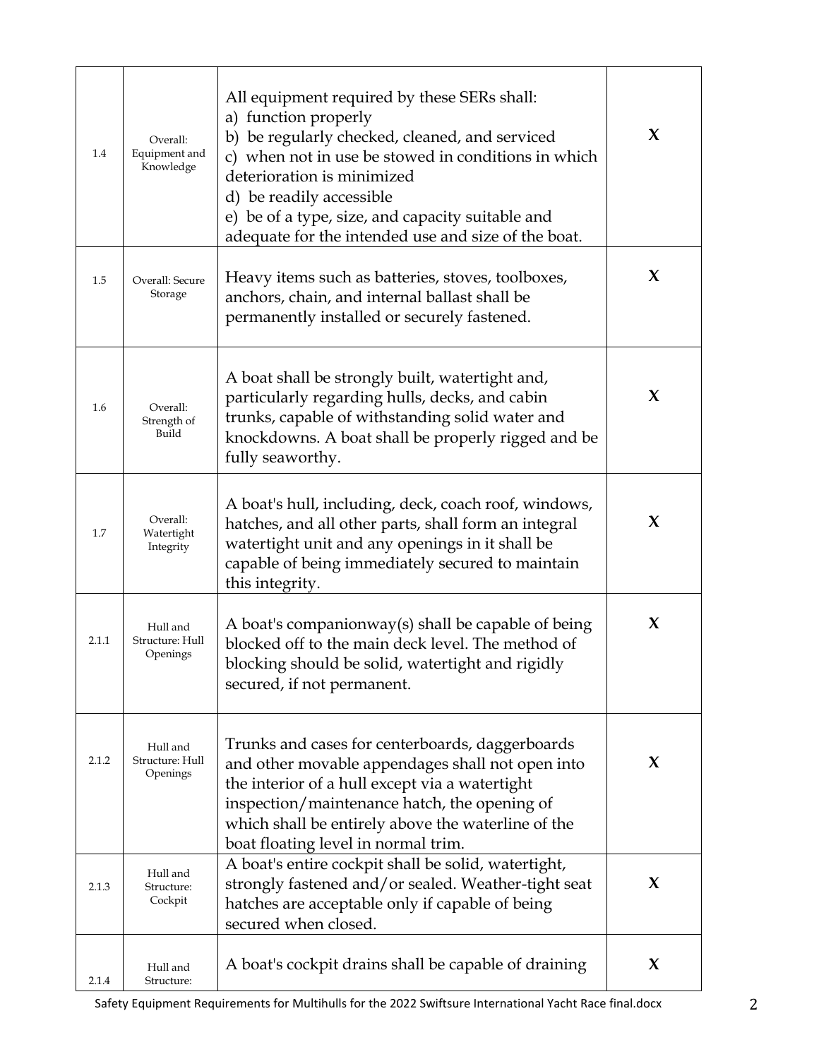| | | | |
|---|---|---|---|
| 1.4 | Overall: Equipment and Knowledge | All equipment required by these SERs shall:<br>a) function properly<br>b) be regularly checked, cleaned, and serviced<br>c) when not in use be stowed in conditions in which deterioration is minimized<br>d) be readily accessible<br>e) be of a type, size, and capacity suitable and adequate for the intended use and size of the boat. | X |
| 1.5 | Overall: Secure Storage | Heavy items such as batteries, stoves, toolboxes, anchors, chain, and internal ballast shall be permanently installed or securely fastened. | X |
| 1.6 | Overall: Strength of Build | A boat shall be strongly built, watertight and, particularly regarding hulls, decks, and cabin trunks, capable of withstanding solid water and knockdowns. A boat shall be properly rigged and be fully seaworthy. | X |
| 1.7 | Overall: Watertight Integrity | A boat's hull, including, deck, coach roof, windows, hatches, and all other parts, shall form an integral watertight unit and any openings in it shall be capable of being immediately secured to maintain this integrity. | X |
| 2.1.1 | Hull and Structure: Hull Openings | A boat's companionway(s) shall be capable of being blocked off to the main deck level. The method of blocking should be solid, watertight and rigidly secured, if not permanent. | X |
| 2.1.2 | Hull and Structure: Hull Openings | Trunks and cases for centerboards, daggerboards and other movable appendages shall not open into the interior of a hull except via a watertight inspection/maintenance hatch, the opening of which shall be entirely above the waterline of the boat floating level in normal trim. | X |
| 2.1.3 | Hull and Structure: Cockpit | A boat's entire cockpit shall be solid, watertight, strongly fastened and/or sealed. Weather-tight seat hatches are acceptable only if capable of being secured when closed. | X |
| 2.1.4 | Hull and Structure: | A boat's cockpit drains shall be capable of draining | X |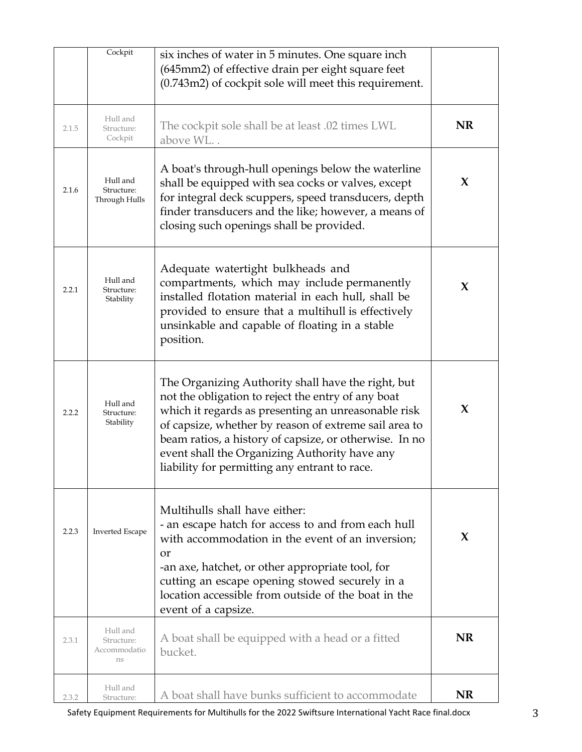| | | | |
|---|---|---|---|
| | Cockpit | six inches of water in 5 minutes. One square inch (645mm2) of effective drain per eight square feet (0.743m2) of cockpit sole will meet this requirement. | |
| 2.1.5 | Hull and Structure: Cockpit | The cockpit sole shall be at least .02 times LWL above WL. . | **NR** |
| 2.1.6 | Hull and Structure: Through Hulls | A boat's through-hull openings below the waterline shall be equipped with sea cocks or valves, except for integral deck scuppers, speed transducers, depth finder transducers and the like; however, a means of closing such openings shall be provided. | **X** |
| 2.2.1 | Hull and Structure: Stability | Adequate watertight bulkheads and compartments, which may include permanently installed flotation material in each hull, shall be provided to ensure that a multihull is effectively unsinkable and capable of floating in a stable position. | **X** |
| 2.2.2 | Hull and Structure: Stability | The Organizing Authority shall have the right, but not the obligation to reject the entry of any boat which it regards as presenting an unreasonable risk of capsize, whether by reason of extreme sail area to beam ratios, a history of capsize, or otherwise. In no event shall the Organizing Authority have any liability for permitting any entrant to race. | **X** |
| 2.2.3 | Inverted Escape | Multihulls shall have either:<br>- an escape hatch for access to and from each hull with accommodation in the event of an inversion;<br>or<br>-an axe, hatchet, or other appropriate tool, for cutting an escape opening stowed securely in a location accessible from outside of the boat in the event of a capsize. | **X** |
| 2.3.1 | Hull and Structure: Accommodations | A boat shall be equipped with a head or a fitted bucket. | **NR** |
| 2.3.2 | Hull and Structure: | A boat shall have bunks sufficient to accommodate | **NR** |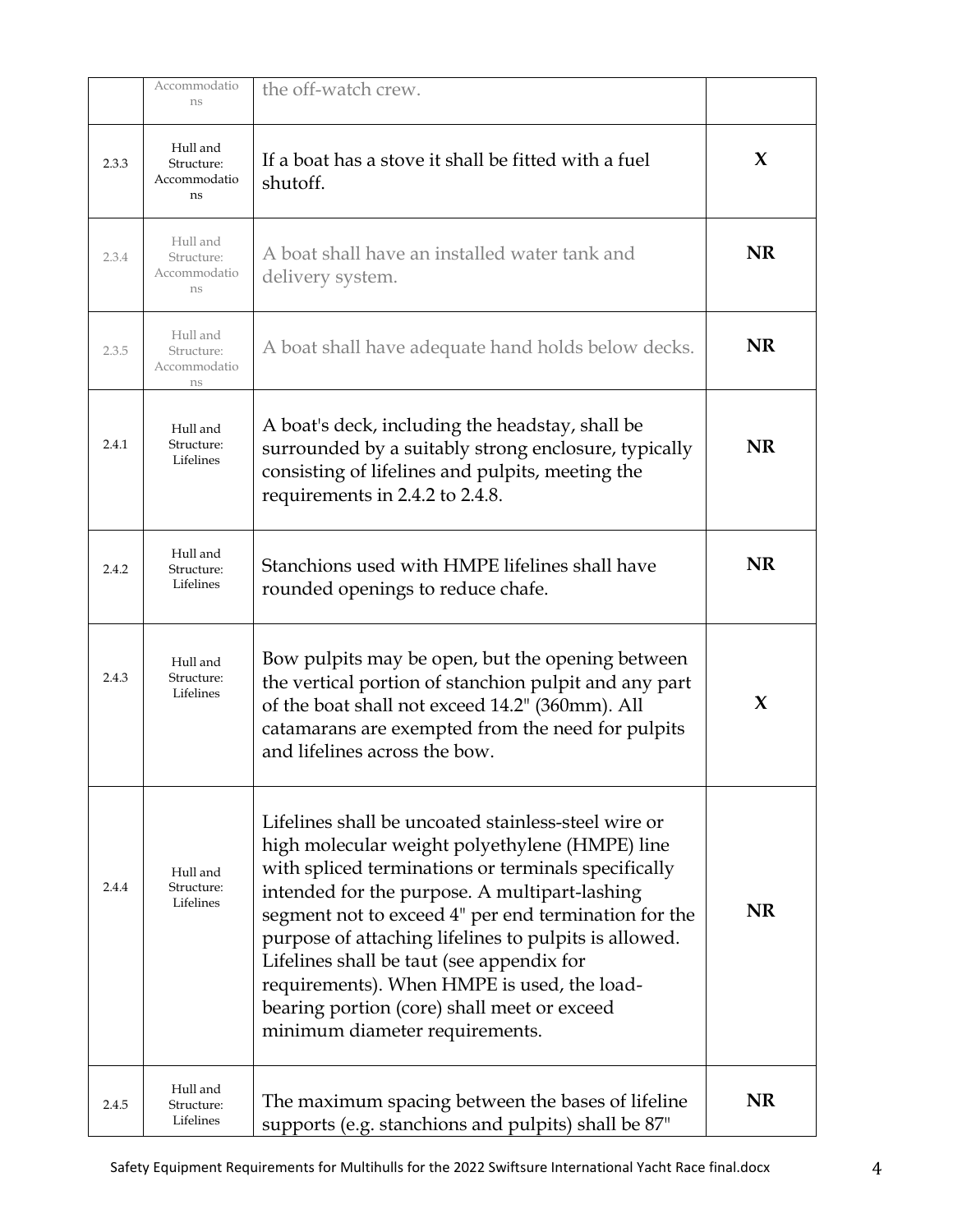| | | | |
|---|---|---|---|
| | Hull and Structure: Accommodations | the off-watch crew. | |
| 2.3.3 | Hull and Structure: Accommodations | If a boat has a stove it shall be fitted with a fuel shutoff. | **X** |
| 2.3.4 | Hull and Structure: Accommodations | A boat shall have an installed water tank and delivery system. | **NR** |
| 2.3.5 | Hull and Structure: Accommodations | A boat shall have adequate hand holds below decks. | **NR** |
| 2.4.1 | Hull and Structure: Lifelines | A boat's deck, including the headstay, shall be surrounded by a suitably strong enclosure, typically consisting of lifelines and pulpits, meeting the requirements in 2.4.2 to 2.4.8. | **NR** |
| 2.4.2 | Hull and Structure: Lifelines | Stanchions used with HMPE lifelines shall have rounded openings to reduce chafe. | **NR** |
| 2.4.3 | Hull and Structure: Lifelines | Bow pulpits may be open, but the opening between the vertical portion of stanchion pulpit and any part of the boat shall not exceed 14.2" (360mm). All catamarans are exempted from the need for pulpits and lifelines across the bow. | **X** |
| 2.4.4 | Hull and Structure: Lifelines | Lifelines shall be uncoated stainless-steel wire or high molecular weight polyethylene (HMPE) line with spliced terminations or terminals specifically intended for the purpose. A multipart-lashing segment not to exceed 4" per end termination for the purpose of attaching lifelines to pulpits is allowed. Lifelines shall be taut (see appendix for requirements). When HMPE is used, the load-bearing portion (core) shall meet or exceed minimum diameter requirements. | **NR** |
| 2.4.5 | Hull and Structure: Lifelines | The maximum spacing between the bases of lifeline supports (e.g. stanchions and pulpits) shall be 87" | **NR** |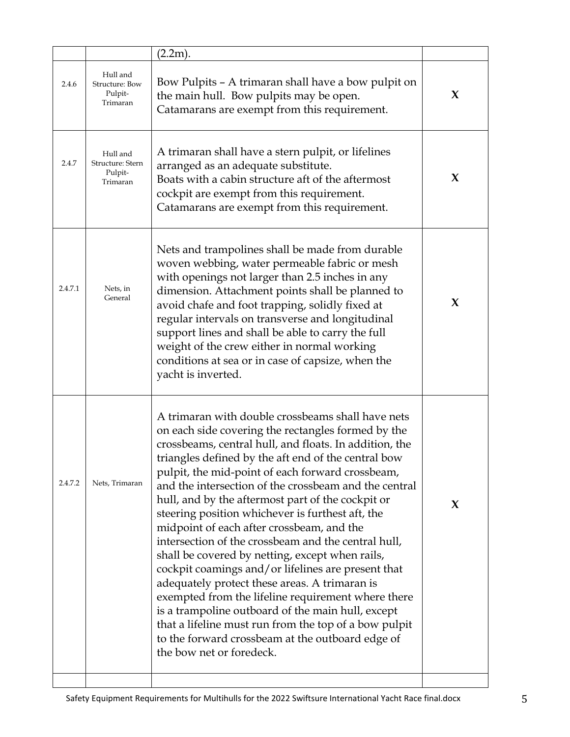| | | | |
|---|---|---|---|
| | | (2.2m). | |
| 2.4.6 | Hull and Structure: Bow Pulpit-Trimaran | Bow Pulpits – A trimaran shall have a bow pulpit on the main hull. Bow pulpits may be open. Catamarans are exempt from this requirement. | X |
| 2.4.7 | Hull and Structure: Stern Pulpit-Trimaran | A trimaran shall have a stern pulpit, or lifelines arranged as an adequate substitute. Boats with a cabin structure aft of the aftermost cockpit are exempt from this requirement. Catamarans are exempt from this requirement. | X |
| 2.4.7.1 | Nets, in General | Nets and trampolines shall be made from durable woven webbing, water permeable fabric or mesh with openings not larger than 2.5 inches in any dimension. Attachment points shall be planned to avoid chafe and foot trapping, solidly fixed at regular intervals on transverse and longitudinal support lines and shall be able to carry the full weight of the crew either in normal working conditions at sea or in case of capsize, when the yacht is inverted. | X |
| 2.4.7.2 | Nets, Trimaran | A trimaran with double crossbeams shall have nets on each side covering the rectangles formed by the crossbeams, central hull, and floats. In addition, the triangles defined by the aft end of the central bow pulpit, the mid-point of each forward crossbeam, and the intersection of the crossbeam and the central hull, and by the aftermost part of the cockpit or steering position whichever is furthest aft, the midpoint of each after crossbeam, and the intersection of the crossbeam and the central hull, shall be covered by netting, except when rails, cockpit coamings and/or lifelines are present that adequately protect these areas. A trimaran is exempted from the lifeline requirement where there is a trampoline outboard of the main hull, except that a lifeline must run from the top of a bow pulpit to the forward crossbeam at the outboard edge of the bow net or foredeck. | X |
| | | | |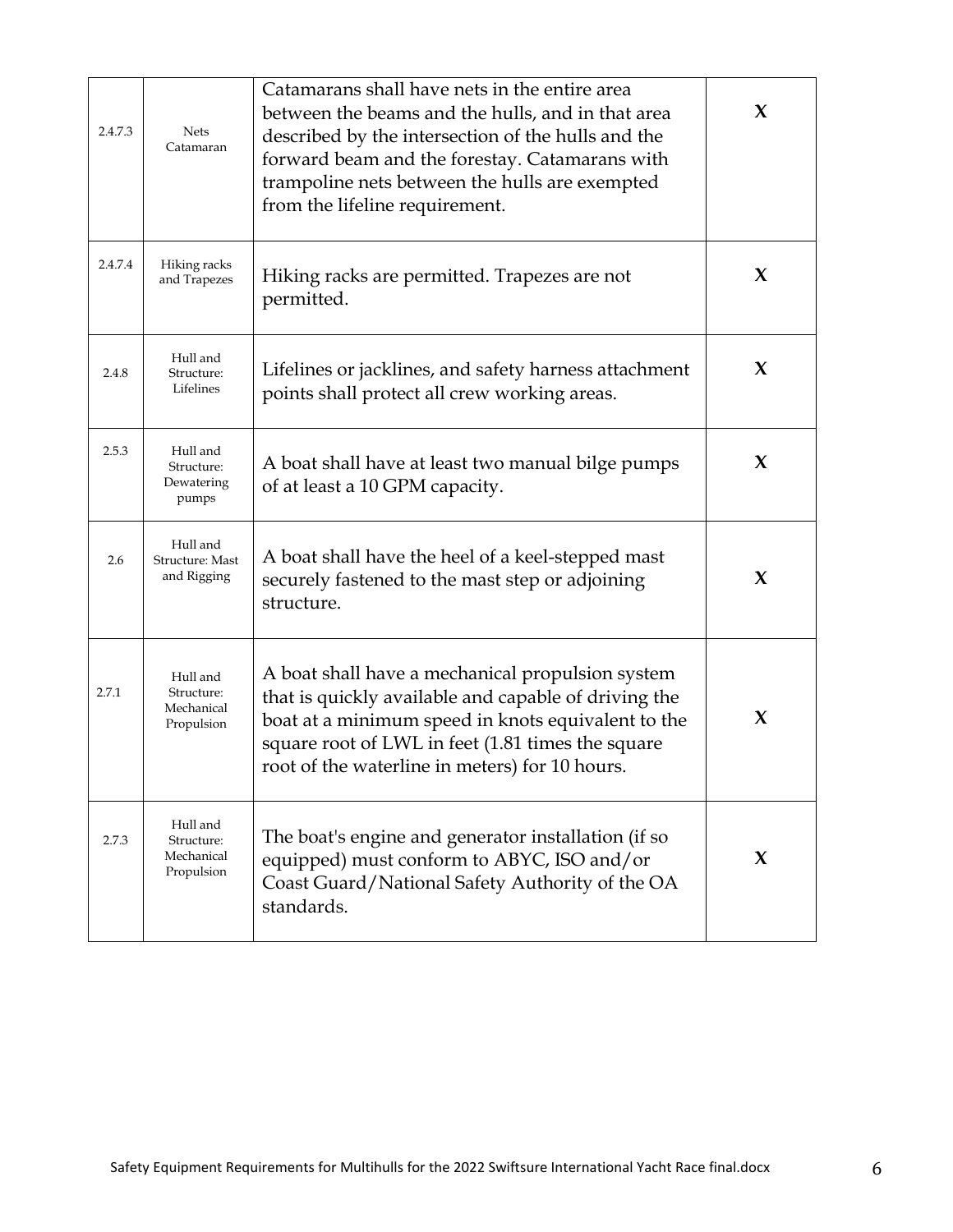| | | | |
|---|---|---|---|
| 2.4.7.3 | Nets Catamaran | Catamarans shall have nets in the entire area between the beams and the hulls, and in that area described by the intersection of the hulls and the forward beam and the forestay. Catamarans with trampoline nets between the hulls are exempted from the lifeline requirement. | X |
| 2.4.7.4 | Hiking racks and Trapezes | Hiking racks are permitted. Trapezes are not permitted. | X |
| 2.4.8 | Hull and Structure: Lifelines | Lifelines or jacklines, and safety harness attachment points shall protect all crew working areas. | X |
| 2.5.3 | Hull and Structure: Dewatering pumps | A boat shall have at least two manual bilge pumps of at least a 10 GPM capacity. | X |
| 2.6 | Hull and Structure: Mast and Rigging | A boat shall have the heel of a keel-stepped mast securely fastened to the mast step or adjoining structure. | X |
| 2.7.1 | Hull and Structure: Mechanical Propulsion | A boat shall have a mechanical propulsion system that is quickly available and capable of driving the boat at a minimum speed in knots equivalent to the square root of LWL in feet (1.81 times the square root of the waterline in meters) for 10 hours. | X |
| 2.7.3 | Hull and Structure: Mechanical Propulsion | The boat's engine and generator installation (if so equipped) must conform to ABYC, ISO and/or Coast Guard/National Safety Authority of the OA standards. | X |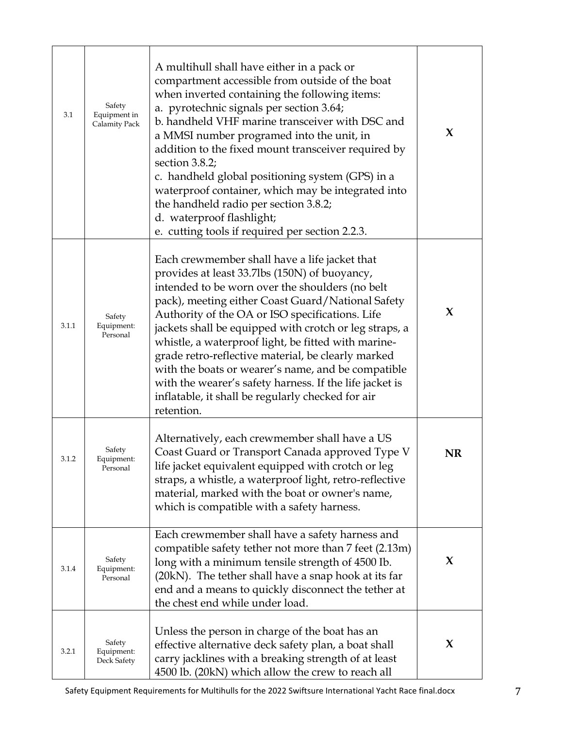| | | | |
|---|---|---|---|
| 3.1 | Safety Equipment in Calamity Pack | A multihull shall have either in a pack or compartment accessible from outside of the boat when inverted containing the following items:<br>a. pyrotechnic signals per section 3.64;<br>b. handheld VHF marine transceiver with DSC and a MMSI number programed into the unit, in addition to the fixed mount transceiver required by section 3.8.2;<br>c. handheld global positioning system (GPS) in a waterproof container, which may be integrated into the handheld radio per section 3.8.2;<br>d. waterproof flashlight;<br>e. cutting tools if required per section 2.2.3. | **X** |
| 3.1.1 | Safety Equipment: Personal | Each crewmember shall have a life jacket that provides at least 33.7lbs (150N) of buoyancy, intended to be worn over the shoulders (no belt pack), meeting either Coast Guard/National Safety Authority of the OA or ISO specifications. Life jackets shall be equipped with crotch or leg straps, a whistle, a waterproof light, be fitted with marine-grade retro-reflective material, be clearly marked with the boats or wearer's name, and be compatible with the wearer's safety harness. If the life jacket is inflatable, it shall be regularly checked for air retention. | **X** |
| 3.1.2 | Safety Equipment: Personal | Alternatively, each crewmember shall have a US Coast Guard or Transport Canada approved Type V life jacket equivalent equipped with crotch or leg straps, a whistle, a waterproof light, retro-reflective material, marked with the boat or owner's name, which is compatible with a safety harness. | **NR** |
| 3.1.4 | Safety Equipment: Personal | Each crewmember shall have a safety harness and compatible safety tether not more than 7 feet (2.13m) long with a minimum tensile strength of 4500 Ib. (20kN). The tether shall have a snap hook at its far end and a means to quickly disconnect the tether at the chest end while under load. | **X** |
| 3.2.1 | Safety Equipment: Deck Safety | Unless the person in charge of the boat has an effective alternative deck safety plan, a boat shall carry jacklines with a breaking strength of at least 4500 lb. (20kN) which allow the crew to reach all | **X** |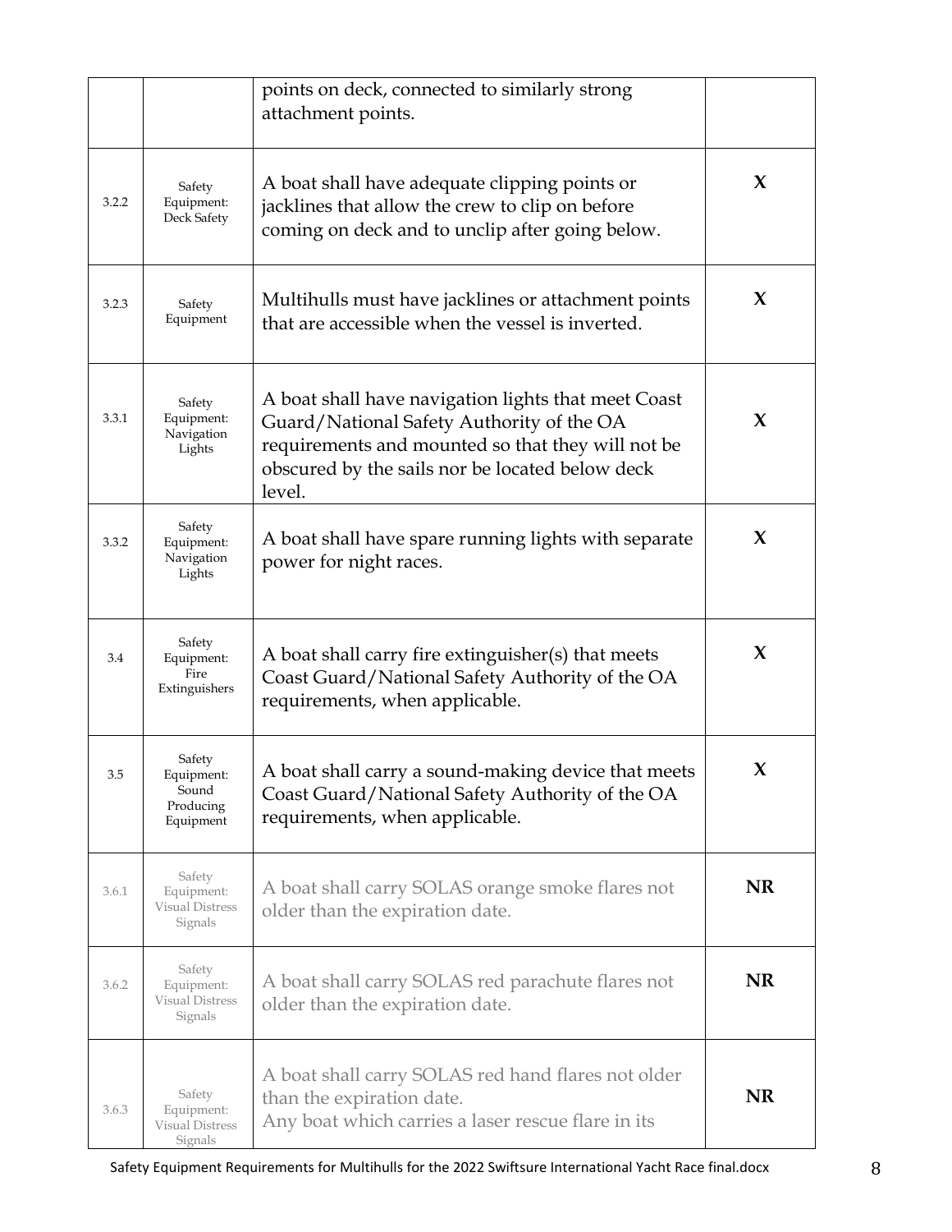| | | | |
|---|---|---|---|
| | | points on deck, connected to similarly strong attachment points. | |
| 3.2.2 | Safety Equipment: Deck Safety | A boat shall have adequate clipping points or jacklines that allow the crew to clip on before coming on deck and to unclip after going below. | **X** |
| 3.2.3 | Safety Equipment | Multihulls must have jacklines or attachment points that are accessible when the vessel is inverted. | **X** |
| 3.3.1 | Safety Equipment: Navigation Lights | A boat shall have navigation lights that meet Coast Guard/National Safety Authority of the OA requirements and mounted so that they will not be obscured by the sails nor be located below deck level. | **X** |
| 3.3.2 | Safety Equipment: Navigation Lights | A boat shall have spare running lights with separate power for night races. | **X** |
| 3.4 | Safety Equipment: Fire Extinguishers | A boat shall carry fire extinguisher(s) that meets Coast Guard/National Safety Authority of the OA requirements, when applicable. | **X** |
| 3.5 | Safety Equipment: Sound Producing Equipment | A boat shall carry a sound-making device that meets Coast Guard/National Safety Authority of the OA requirements, when applicable. | **X** |
| 3.6.1 | Safety Equipment: Visual Distress Signals | A boat shall carry SOLAS orange smoke flares not older than the expiration date. | **NR** |
| 3.6.2 | Safety Equipment: Visual Distress Signals | A boat shall carry SOLAS red parachute flares not older than the expiration date. | **NR** |
| 3.6.3 | Safety Equipment: Visual Distress Signals | A boat shall carry SOLAS red hand flares not older than the expiration date.<br>Any boat which carries a laser rescue flare in its | **NR** |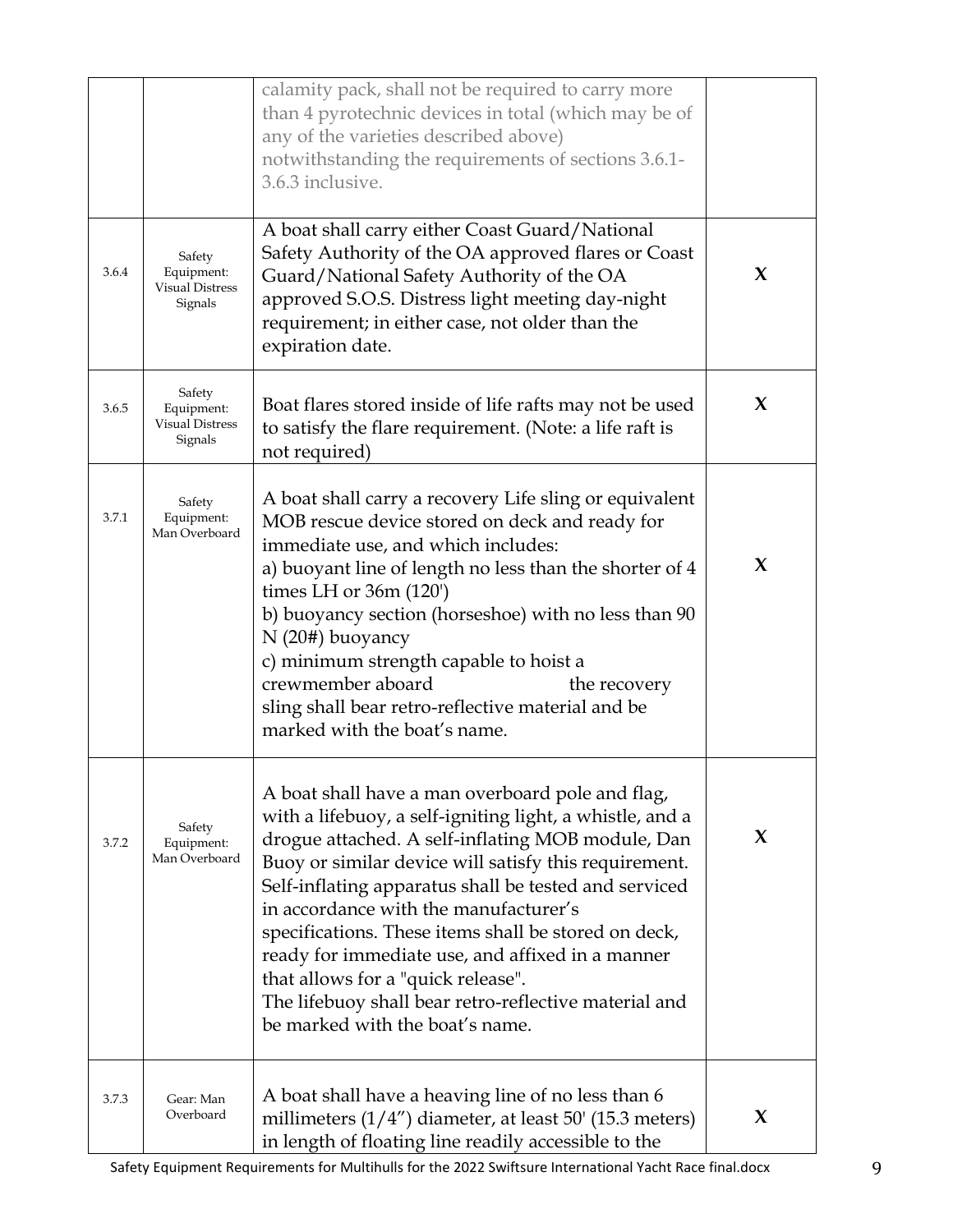| | | | |
|---|---|---|---|
| | | calamity pack, shall not be required to carry more than 4 pyrotechnic devices in total (which may be of any of the varieties described above) notwithstanding the requirements of sections 3.6.1-3.6.3 inclusive. | |
| 3.6.4 | Safety Equipment: Visual Distress Signals | A boat shall carry either Coast Guard/National Safety Authority of the OA approved flares or Coast Guard/National Safety Authority of the OA approved S.O.S. Distress light meeting day-night requirement; in either case, not older than the expiration date. | X |
| 3.6.5 | Safety Equipment: Visual Distress Signals | Boat flares stored inside of life rafts may not be used to satisfy the flare requirement. (Note: a life raft is not required) | X |
| 3.7.1 | Safety Equipment: Man Overboard | A boat shall carry a recovery Life sling or equivalent MOB rescue device stored on deck and ready for immediate use, and which includes:<br>a) buoyant line of length no less than the shorter of 4 times LH or 36m (120')<br>b) buoyancy section (horseshoe) with no less than 90 N (20#) buoyancy<br>c) minimum strength capable to hoist a crewmember aboard the recovery sling shall bear retro-reflective material and be marked with the boat's name. | X |
| 3.7.2 | Safety Equipment: Man Overboard | A boat shall have a man overboard pole and flag, with a lifebuoy, a self-igniting light, a whistle, and a drogue attached. A self-inflating MOB module, Dan Buoy or similar device will satisfy this requirement. Self-inflating apparatus shall be tested and serviced in accordance with the manufacturer's specifications. These items shall be stored on deck, ready for immediate use, and affixed in a manner that allows for a "quick release".<br>The lifebuoy shall bear retro-reflective material and be marked with the boat's name. | X |
| 3.7.3 | Gear: Man Overboard | A boat shall have a heaving line of no less than 6 millimeters (1/4") diameter, at least 50' (15.3 meters) in length of floating line readily accessible to the | X |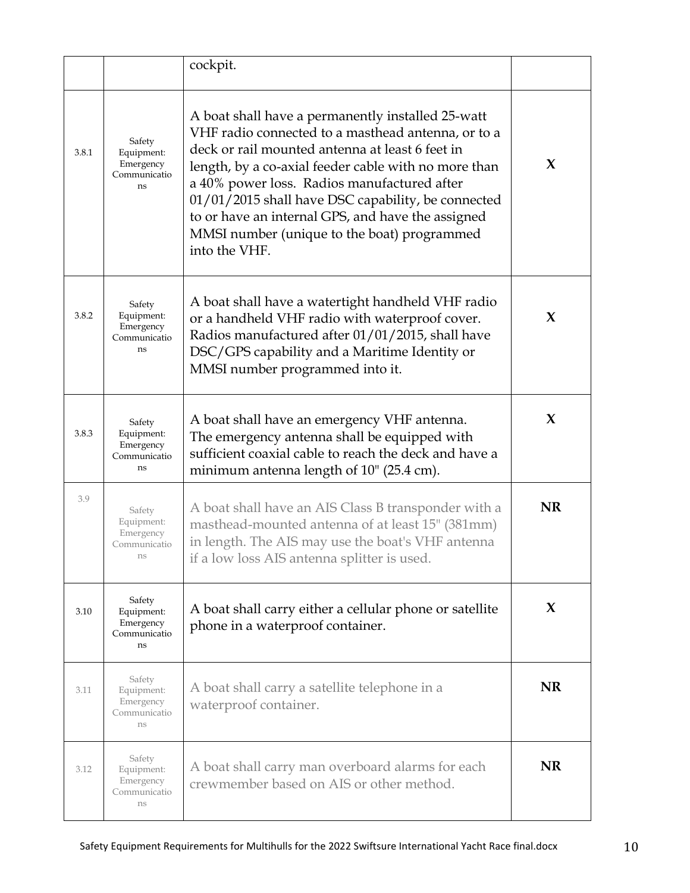|  |  | cockpit. |  |
|---|---|---|---|
| 3.8.1 | Safety Equipment: Emergency Communications | A boat shall have a permanently installed 25-watt VHF radio connected to a masthead antenna, or to a deck or rail mounted antenna at least 6 feet in length, by a co-axial feeder cable with no more than a 40% power loss. Radios manufactured after 01/01/2015 shall have DSC capability, be connected to or have an internal GPS, and have the assigned MMSI number (unique to the boat) programmed into the VHF. | **X** |
| 3.8.2 | Safety Equipment: Emergency Communications | A boat shall have a watertight handheld VHF radio or a handheld VHF radio with waterproof cover. Radios manufactured after 01/01/2015, shall have DSC/GPS capability and a Maritime Identity or MMSI number programmed into it. | **X** |
| 3.8.3 | Safety Equipment: Emergency Communications | A boat shall have an emergency VHF antenna. The emergency antenna shall be equipped with sufficient coaxial cable to reach the deck and have a minimum antenna length of 10" (25.4 cm). | **X** |
| 3.9 | Safety Equipment: Emergency Communications | A boat shall have an AIS Class B transponder with a masthead-mounted antenna of at least 15" (381mm) in length. The AIS may use the boat's VHF antenna if a low loss AIS antenna splitter is used. | **NR** |
| 3.10 | Safety Equipment: Emergency Communications | A boat shall carry either a cellular phone or satellite phone in a waterproof container. | **X** |
| 3.11 | Safety Equipment: Emergency Communications | A boat shall carry a satellite telephone in a waterproof container. | **NR** |
| 3.12 | Safety Equipment: Emergency Communications | A boat shall carry man overboard alarms for each crewmember based on AIS or other method. | **NR** |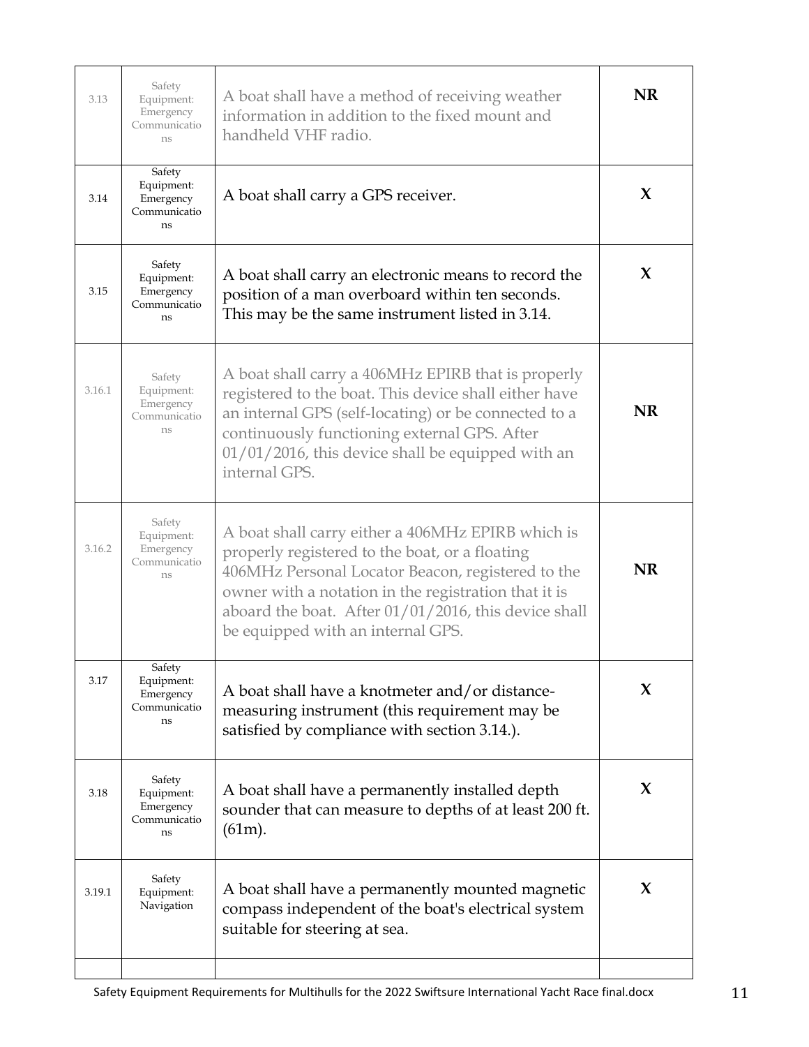| | | | |
|---|---|---|---|
| 3.13 | Safety Equipment: Emergency Communications | A boat shall have a method of receiving weather information in addition to the fixed mount and handheld VHF radio. | **NR** |
| 3.14 | Safety Equipment: Emergency Communications | A boat shall carry a GPS receiver. | **X** |
| 3.15 | Safety Equipment: Emergency Communications | A boat shall carry an electronic means to record the position of a man overboard within ten seconds. This may be the same instrument listed in 3.14. | **X** |
| 3.16.1 | Safety Equipment: Emergency Communications | A boat shall carry a 406MHz EPIRB that is properly registered to the boat. This device shall either have an internal GPS (self-locating) or be connected to a continuously functioning external GPS. After 01/01/2016, this device shall be equipped with an internal GPS. | **NR** |
| 3.16.2 | Safety Equipment: Emergency Communications | A boat shall carry either a 406MHz EPIRB which is properly registered to the boat, or a floating 406MHz Personal Locator Beacon, registered to the owner with a notation in the registration that it is aboard the boat. After 01/01/2016, this device shall be equipped with an internal GPS. | **NR** |
| 3.17 | Safety Equipment: Emergency Communications | A boat shall have a knotmeter and/or distance-measuring instrument (this requirement may be satisfied by compliance with section 3.14.). | **X** |
| 3.18 | Safety Equipment: Emergency Communications | A boat shall have a permanently installed depth sounder that can measure to depths of at least 200 ft. (61m). | **X** |
| 3.19.1 | Safety Equipment: Navigation | A boat shall have a permanently mounted magnetic compass independent of the boat's electrical system suitable for steering at sea. | **X** |
| | | | |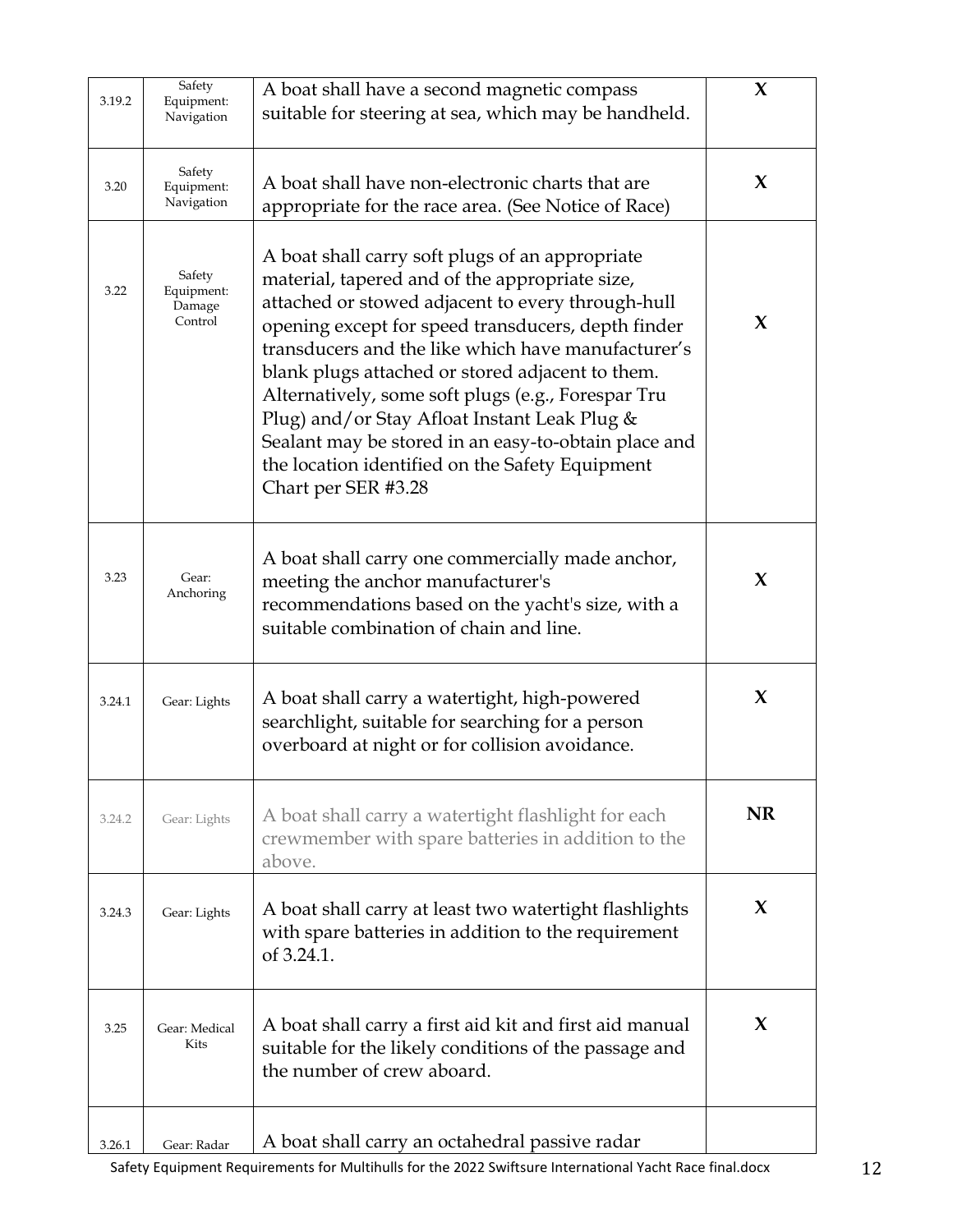| 3.19.2 | Safety Equipment: Navigation | A boat shall have a second magnetic compass suitable for steering at sea, which may be handheld. | **X** |
|---|---|---|---|
| 3.20 | Safety Equipment: Navigation | A boat shall have non-electronic charts that are appropriate for the race area. (See Notice of Race) | **X** |
| 3.22 | Safety Equipment: Damage Control | A boat shall carry soft plugs of an appropriate material, tapered and of the appropriate size, attached or stowed adjacent to every through-hull opening except for speed transducers, depth finder transducers and the like which have manufacturer's blank plugs attached or stored adjacent to them. Alternatively, some soft plugs (e.g., Forespar Tru Plug) and/or Stay Afloat Instant Leak Plug & Sealant may be stored in an easy-to-obtain place and the location identified on the Safety Equipment Chart per SER #3.28 | **X** |
| 3.23 | Gear: Anchoring | A boat shall carry one commercially made anchor, meeting the anchor manufacturer's recommendations based on the yacht's size, with a suitable combination of chain and line. | **X** |
| 3.24.1 | Gear: Lights | A boat shall carry a watertight, high-powered searchlight, suitable for searching for a person overboard at night or for collision avoidance. | **X** |
| 3.24.2 | Gear: Lights | A boat shall carry a watertight flashlight for each crewmember with spare batteries in addition to the above. | **NR** |
| 3.24.3 | Gear: Lights | A boat shall carry at least two watertight flashlights with spare batteries in addition to the requirement of 3.24.1. | **X** |
| 3.25 | Gear: Medical Kits | A boat shall carry a first aid kit and first aid manual suitable for the likely conditions of the passage and the number of crew aboard. | **X** |
| 3.26.1 | Gear: Radar | A boat shall carry an octahedral passive radar | |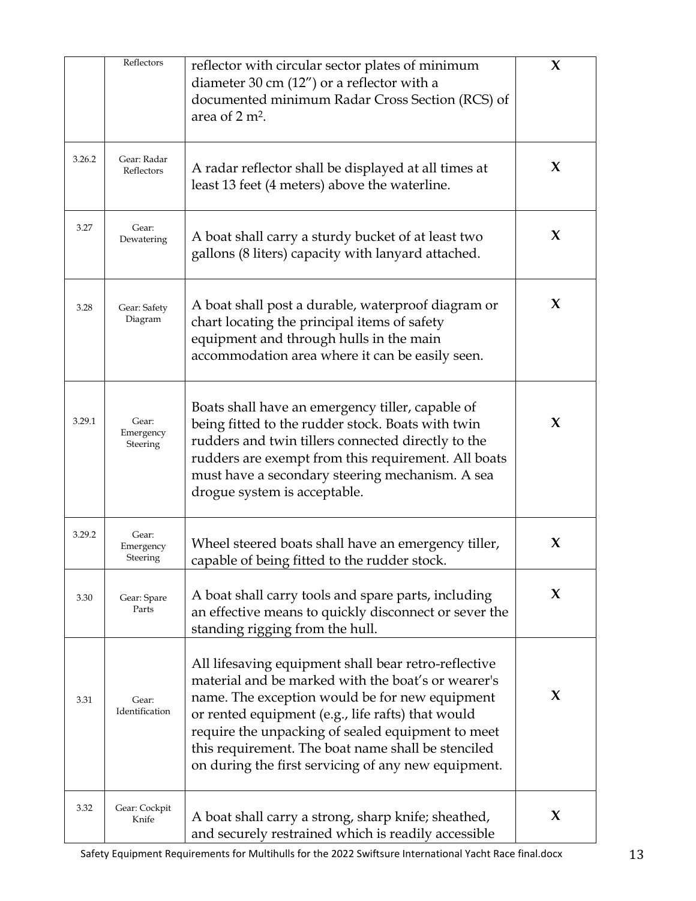| | Reflectors | reflector with circular sector plates of minimum diameter 30 cm (12”) or a reflector with a documented minimum Radar Cross Section (RCS) of area of 2 $m^2$. | X |
|---|---|---|---|
| 3.26.2 | Gear: Radar Reflectors | A radar reflector shall be displayed at all times at least 13 feet (4 meters) above the waterline. | X |
| 3.27 | Gear: Dewatering | A boat shall carry a sturdy bucket of at least two gallons (8 liters) capacity with lanyard attached. | X |
| 3.28 | Gear: Safety Diagram | A boat shall post a durable, waterproof diagram or chart locating the principal items of safety equipment and through hulls in the main accommodation area where it can be easily seen. | X |
| 3.29.1 | Gear: Emergency Steering | Boats shall have an emergency tiller, capable of being fitted to the rudder stock. Boats with twin rudders and twin tillers connected directly to the rudders are exempt from this requirement. All boats must have a secondary steering mechanism. A sea drogue system is acceptable. | X |
| 3.29.2 | Gear: Emergency Steering | Wheel steered boats shall have an emergency tiller, capable of being fitted to the rudder stock. | X |
| 3.30 | Gear: Spare Parts | A boat shall carry tools and spare parts, including an effective means to quickly disconnect or sever the standing rigging from the hull. | X |
| 3.31 | Gear: Identification | All lifesaving equipment shall bear retro-reflective material and be marked with the boat’s or wearer's name. The exception would be for new equipment or rented equipment (e.g., life rafts) that would require the unpacking of sealed equipment to meet this requirement. The boat name shall be stenciled on during the first servicing of any new equipment. | X |
| 3.32 | Gear: Cockpit Knife | A boat shall carry a strong, sharp knife; sheathed, and securely restrained which is readily accessible | X |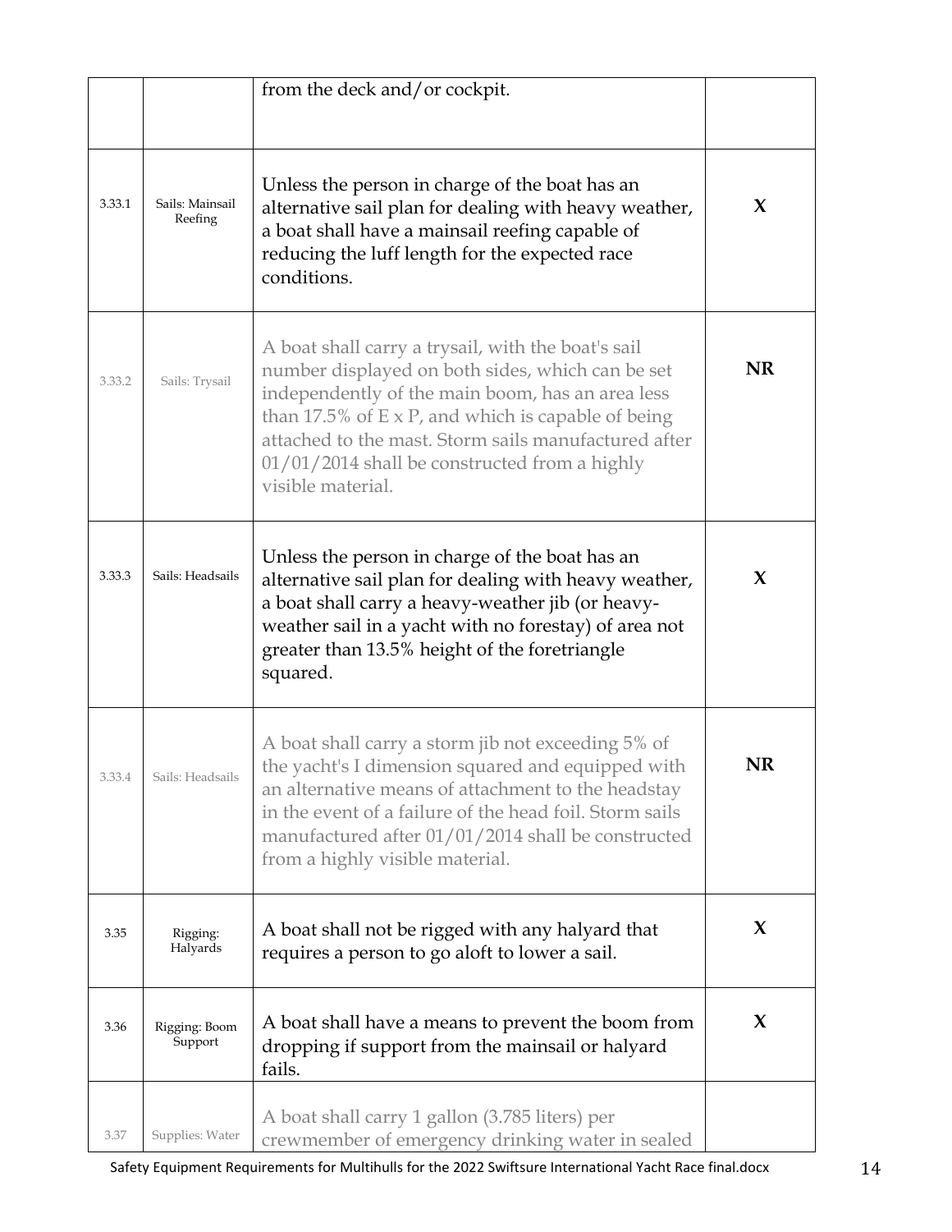| | | from the deck and/or cockpit. | |
|---|---|---|---|
| 3.33.1 | Sails: Mainsail Reefing | Unless the person in charge of the boat has an alternative sail plan for dealing with heavy weather, a boat shall have a mainsail reefing capable of reducing the luff length for the expected race conditions. | **X** |
| 3.33.2 | Sails: Trysail | A boat shall carry a trysail, with the boat's sail number displayed on both sides, which can be set independently of the main boom, has an area less than 17.5% of E x P, and which is capable of being attached to the mast. Storm sails manufactured after 01/01/2014 shall be constructed from a highly visible material. | **NR** |
| 3.33.3 | Sails: Headsails | Unless the person in charge of the boat has an alternative sail plan for dealing with heavy weather, a boat shall carry a heavy-weather jib (or heavy-weather sail in a yacht with no forestay) of area not greater than 13.5% height of the foretriangle squared. | **X** |
| 3.33.4 | Sails: Headsails | A boat shall carry a storm jib not exceeding 5% of the yacht's I dimension squared and equipped with an alternative means of attachment to the headstay in the event of a failure of the head foil. Storm sails manufactured after 01/01/2014 shall be constructed from a highly visible material. | **NR** |
| 3.35 | Rigging: Halyards | A boat shall not be rigged with any halyard that requires a person to go aloft to lower a sail. | **X** |
| 3.36 | Rigging: Boom Support | A boat shall have a means to prevent the boom from dropping if support from the mainsail or halyard fails. | **X** |
| 3.37 | Supplies: Water | A boat shall carry 1 gallon (3.785 liters) per crewmember of emergency drinking water in sealed | |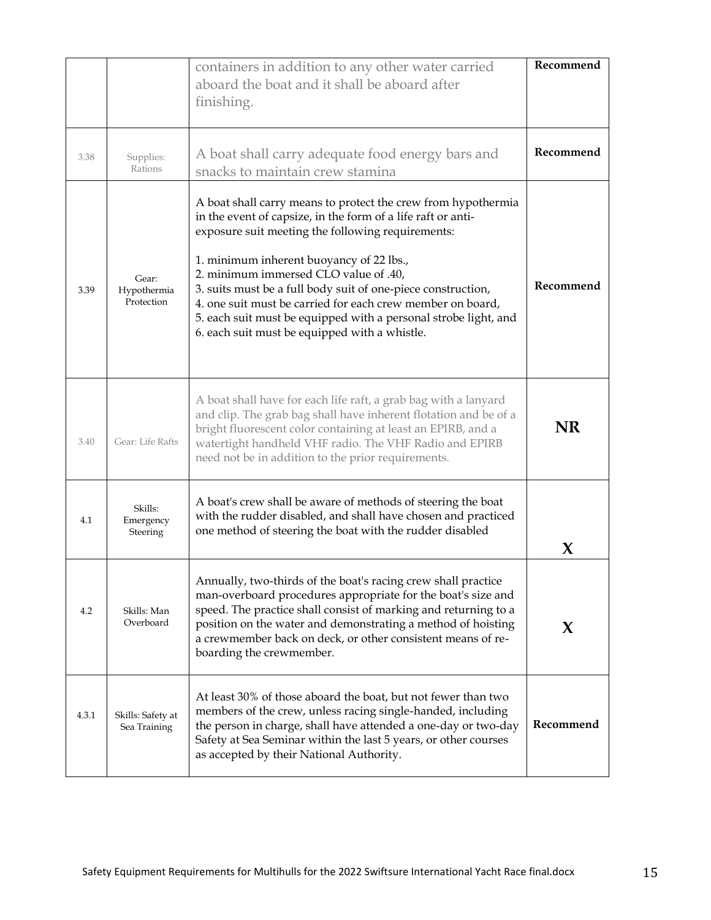| | | | |
|---|---|---|---|
| | | containers in addition to any other water carried aboard the boat and it shall be aboard after finishing. | **Recommend** |
| 3.38 | Supplies: Rations | A boat shall carry adequate food energy bars and snacks to maintain crew stamina | **Recommend** |
| 3.39 | Gear: Hypothermia Protection | A boat shall carry means to protect the crew from hypothermia in the event of capsize, in the form of a life raft or anti-exposure suit meeting the following requirements:<br><br>1. minimum inherent buoyancy of 22 lbs.,<br>2. minimum immersed CLO value of .40,<br>3. suits must be a full body suit of one-piece construction,<br>4. one suit must be carried for each crew member on board,<br>5. each suit must be equipped with a personal strobe light, and<br>6. each suit must be equipped with a whistle. | **Recommend** |
| 3.40 | Gear: Life Rafts | A boat shall have for each life raft, a grab bag with a lanyard and clip. The grab bag shall have inherent flotation and be of a bright fluorescent color containing at least an EPIRB, and a watertight handheld VHF radio. The VHF Radio and EPIRB need not be in addition to the prior requirements. | **NR** |
| 4.1 | Skills: Emergency Steering | A boat's crew shall be aware of methods of steering the boat with the rudder disabled, and shall have chosen and practiced one method of steering the boat with the rudder disabled | **X** |
| 4.2 | Skills: Man Overboard | Annually, two-thirds of the boat's racing crew shall practice man-overboard procedures appropriate for the boat's size and speed. The practice shall consist of marking and returning to a position on the water and demonstrating a method of hoisting a crewmember back on deck, or other consistent means of re-boarding the crewmember. | **X** |
| 4.3.1 | Skills: Safety at Sea Training | At least 30% of those aboard the boat, but not fewer than two members of the crew, unless racing single-handed, including the person in charge, shall have attended a one-day or two-day Safety at Sea Seminar within the last 5 years, or other courses as accepted by their National Authority. | **Recommend** |